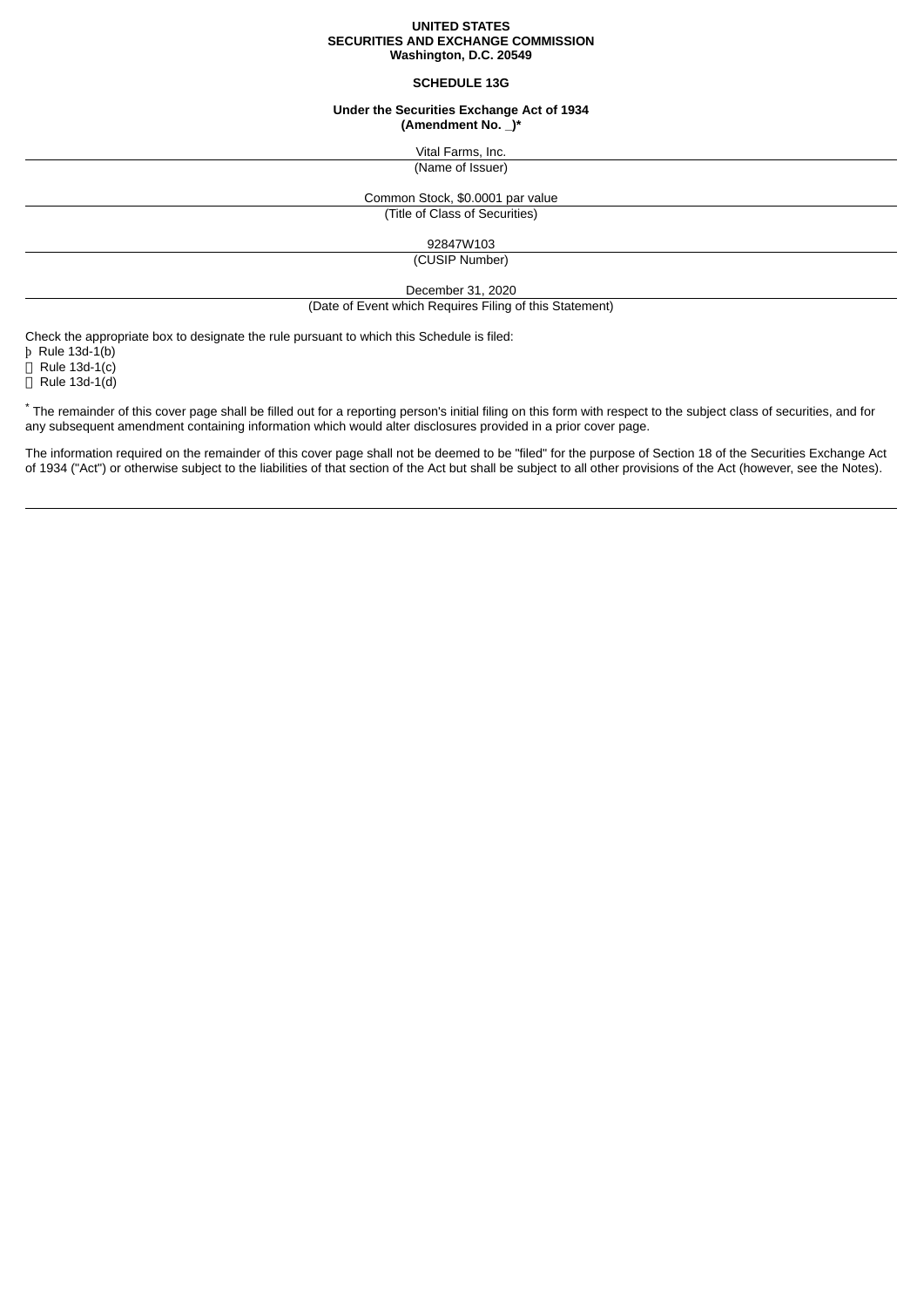**UNITED STATES**
**SECURITIES AND EXCHANGE COMMISSION**
**Washington, D.C. 20549**

**SCHEDULE 13G**

**Under the Securities Exchange Act of 1934**
**(Amendment No. _)***

Vital Farms, Inc.

(Name of Issuer)

Common Stock, $0.0001 par value

(Title of Class of Securities)

92847W103

(CUSIP Number)

December 31, 2020

(Date of Event which Requires Filing of this Statement)

Check the appropriate box to designate the rule pursuant to which this Schedule is filed:

þ Rule 13d-1(b)
☐ Rule 13d-1(c)
☐ Rule 13d-1(d)

* The remainder of this cover page shall be filled out for a reporting person's initial filing on this form with respect to the subject class of securities, and for any subsequent amendment containing information which would alter disclosures provided in a prior cover page.

The information required on the remainder of this cover page shall not be deemed to be "filed" for the purpose of Section 18 of the Securities Exchange Act of 1934 ("Act") or otherwise subject to the liabilities of that section of the Act but shall be subject to all other provisions of the Act (however, see the Notes).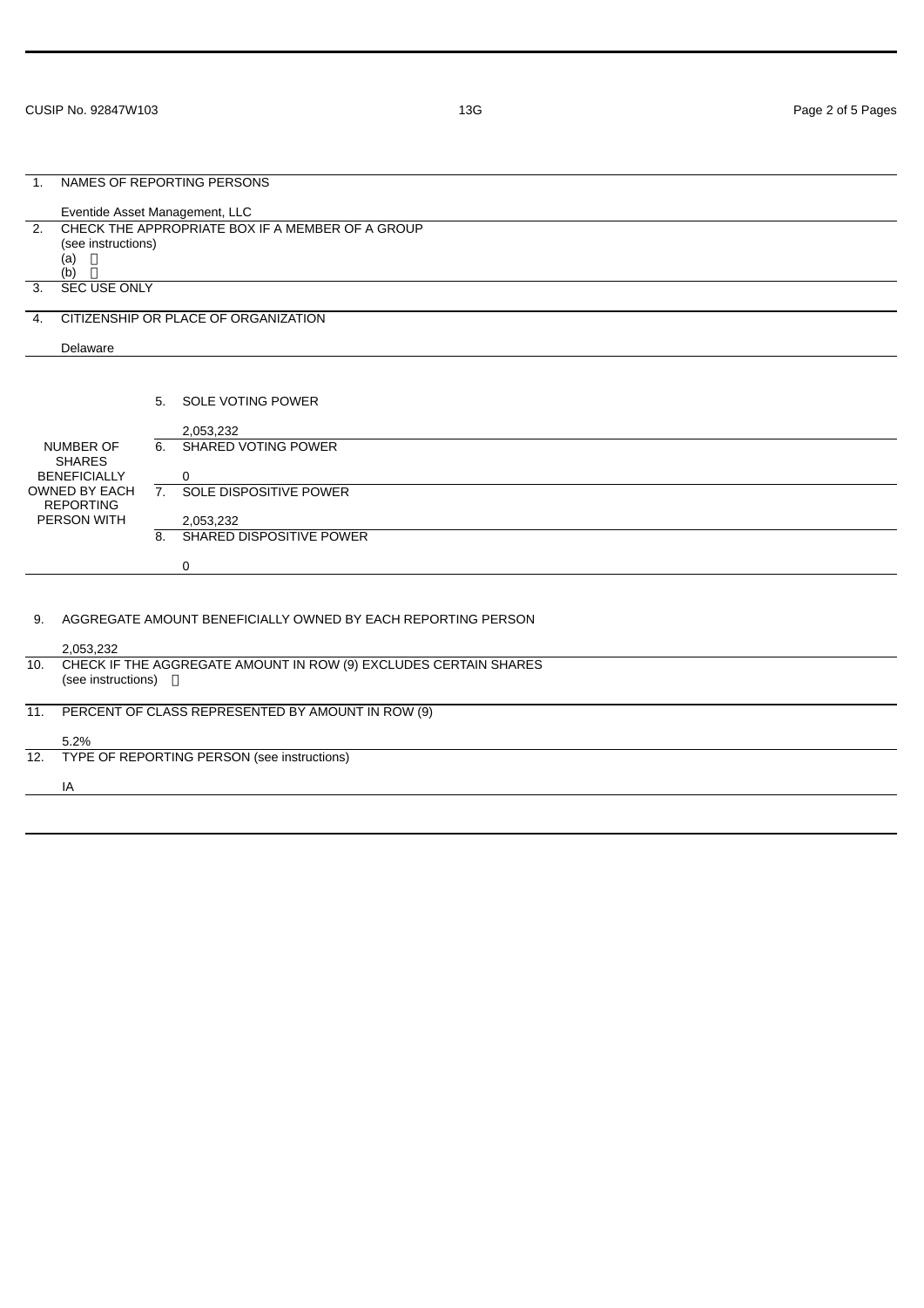CUSIP No. 92847W103 | 13G

| | |
|---|---|
| 1. | NAMES OF REPORTING PERSONS<br><br>Eventide Asset Management, LLC |
| 2. | CHECK THE APPROPRIATE BOX IF A MEMBER OF A GROUP<br>(see instructions)<br>(a) ☐<br>(b) ☐ |
| 3. | SEC USE ONLY |
| 4. | CITIZENSHIP OR PLACE OF ORGANIZATION<br><br>Delaware |

| | | |
|---|---|---|
| NUMBER OF SHARES BENEFICIALLY OWNED BY EACH REPORTING PERSON WITH | 5. | SOLE VOTING POWER<br><br>2,053,232 |
| | 6. | SHARED VOTING POWER<br><br>0 |
| | 7. | SOLE DISPOSITIVE POWER<br><br>2,053,232 |
| | 8. | SHARED DISPOSITIVE POWER<br><br>0 |

| | |
|---|---|
| 9. | AGGREGATE AMOUNT BENEFICIALLY OWNED BY EACH REPORTING PERSON<br><br>2,053,232 |
| 10. | CHECK IF THE AGGREGATE AMOUNT IN ROW (9) EXCLUDES CERTAIN SHARES<br>(see instructions) ☐ |
| 11. | PERCENT OF CLASS REPRESENTED BY AMOUNT IN ROW (9)<br><br>5.2% |
| 12. | TYPE OF REPORTING PERSON (see instructions)<br><br>IA |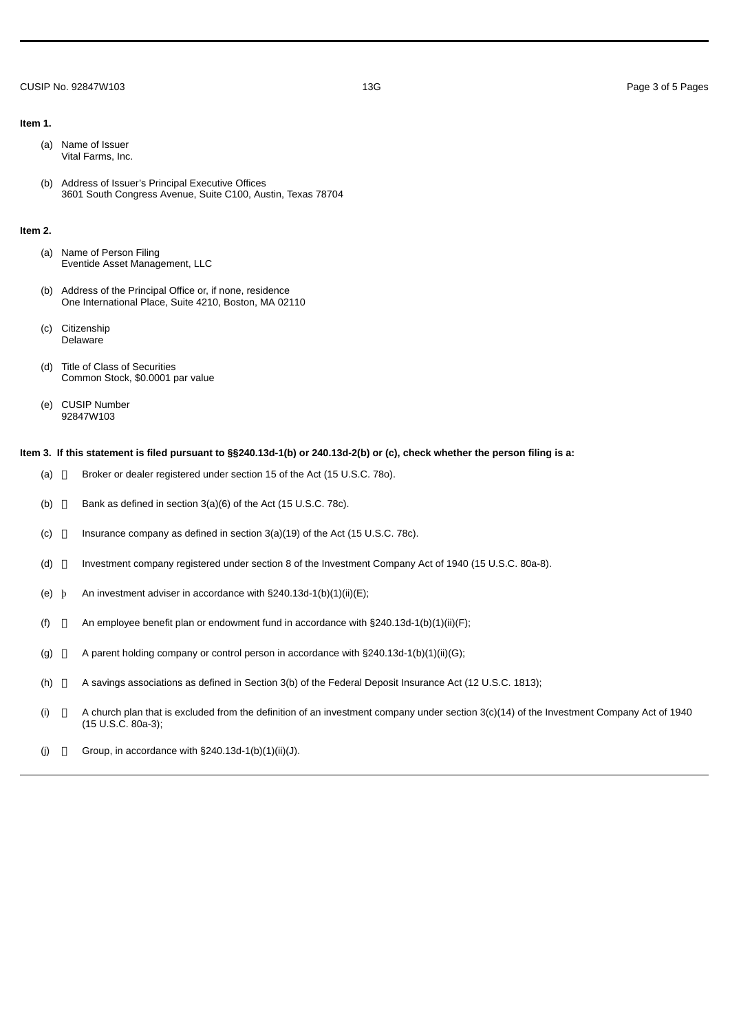**Item 1.**

(a) Name of Issuer
Vital Farms, Inc.

(b) Address of Issuer's Principal Executive Offices
3601 South Congress Avenue, Suite C100, Austin, Texas 78704

**Item 2.**

(a) Name of Person Filing
Eventide Asset Management, LLC

(b) Address of the Principal Office or, if none, residence
One International Place, Suite 4210, Boston, MA 02110

(c) Citizenship
Delaware

(d) Title of Class of Securities
Common Stock, $0.0001 par value

(e) CUSIP Number
92847W103

**Item 3. If this statement is filed pursuant to §§240.13d-1(b) or 240.13d-2(b) or (c), check whether the person filing is a:**

(a) ☐ Broker or dealer registered under section 15 of the Act (15 U.S.C. 78o).

(b) ☐ Bank as defined in section 3(a)(6) of the Act (15 U.S.C. 78c).

(c) ☐ Insurance company as defined in section 3(a)(19) of the Act (15 U.S.C. 78c).

(d) ☐ Investment company registered under section 8 of the Investment Company Act of 1940 (15 U.S.C. 80a-8).

(e) þ An investment adviser in accordance with §240.13d-1(b)(1)(ii)(E);

(f) ☐ An employee benefit plan or endowment fund in accordance with §240.13d-1(b)(1)(ii)(F);

(g) ☐ A parent holding company or control person in accordance with §240.13d-1(b)(1)(ii)(G);

(h) ☐ A savings associations as defined in Section 3(b) of the Federal Deposit Insurance Act (12 U.S.C. 1813);

(i) ☐ A church plan that is excluded from the definition of an investment company under section 3(c)(14) of the Investment Company Act of 1940 (15 U.S.C. 80a-3);

(j) ☐ Group, in accordance with §240.13d-1(b)(1)(ii)(J).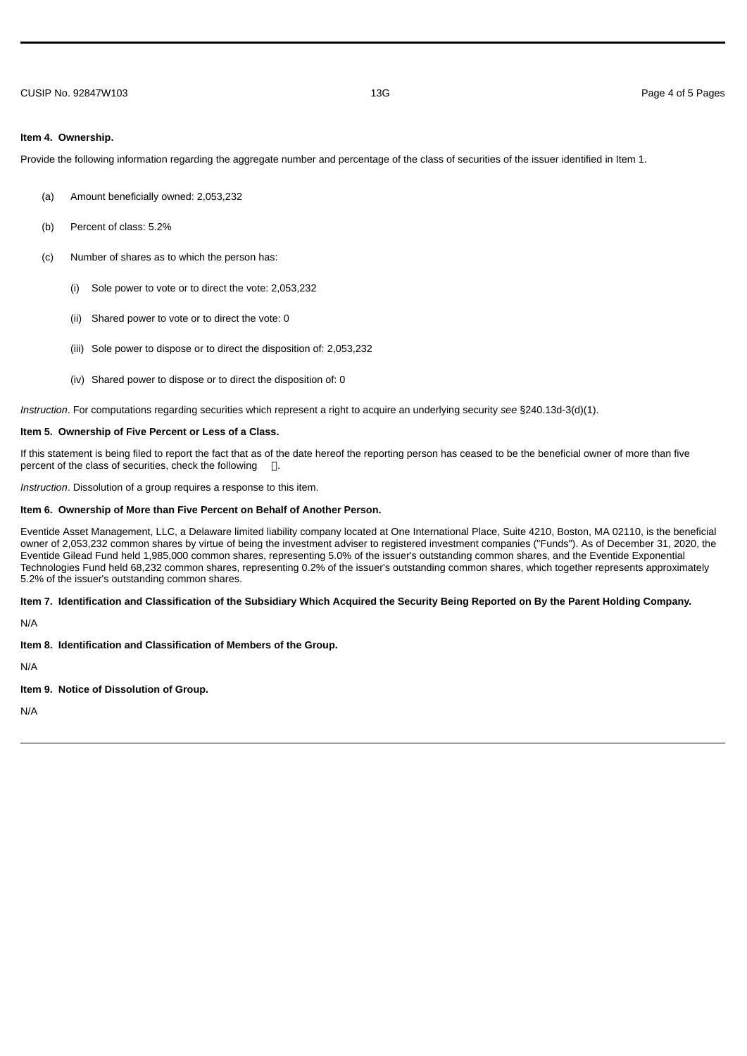**Item 4. Ownership.**

Provide the following information regarding the aggregate number and percentage of the class of securities of the issuer identified in Item 1.

(a) Amount beneficially owned: 2,053,232

(b) Percent of class: 5.2%

(c) Number of shares as to which the person has:

(i) Sole power to vote or to direct the vote: 2,053,232

(ii) Shared power to vote or to direct the vote: 0

(iii) Sole power to dispose or to direct the disposition of: 2,053,232

(iv) Shared power to dispose or to direct the disposition of: 0

*Instruction*. For computations regarding securities which represent a right to acquire an underlying security *see* §240.13d-3(d)(1).

**Item 5. Ownership of Five Percent or Less of a Class.**

If this statement is being filed to report the fact that as of the date hereof the reporting person has ceased to be the beneficial owner of more than five percent of the class of securities, check the following ☐.

*Instruction*. Dissolution of a group requires a response to this item.

**Item 6. Ownership of More than Five Percent on Behalf of Another Person.**

Eventide Asset Management, LLC, a Delaware limited liability company located at One International Place, Suite 4210, Boston, MA 02110, is the beneficial owner of 2,053,232 common shares by virtue of being the investment adviser to registered investment companies ("Funds"). As of December 31, 2020, the Eventide Gilead Fund held 1,985,000 common shares, representing 5.0% of the issuer's outstanding common shares, and the Eventide Exponential Technologies Fund held 68,232 common shares, representing 0.2% of the issuer's outstanding common shares, which together represents approximately 5.2% of the issuer's outstanding common shares.

**Item 7. Identification and Classification of the Subsidiary Which Acquired the Security Being Reported on By the Parent Holding Company.**

N/A

**Item 8. Identification and Classification of Members of the Group.**

N/A

**Item 9. Notice of Dissolution of Group.**

N/A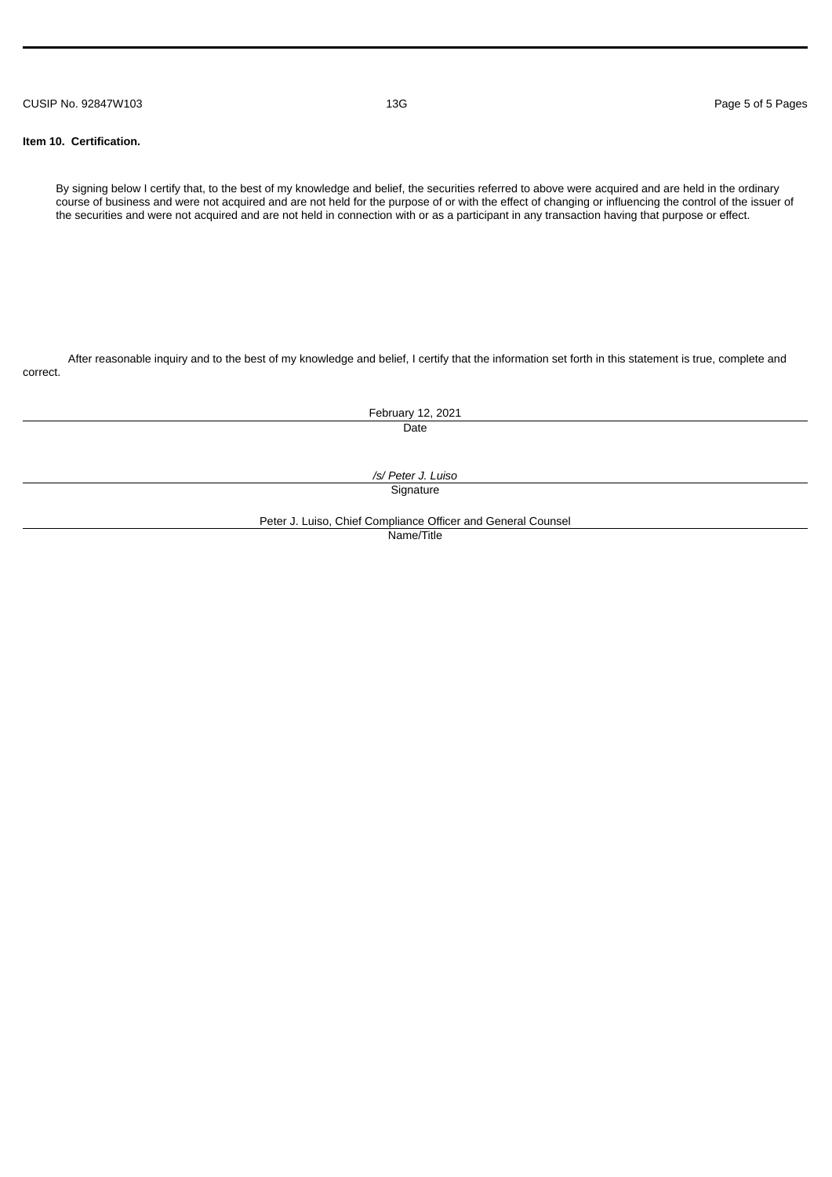**Item 10. Certification.**

By signing below I certify that, to the best of my knowledge and belief, the securities referred to above were acquired and are held in the ordinary course of business and were not acquired and are not held for the purpose of or with the effect of changing or influencing the control of the issuer of the securities and were not acquired and are not held in connection with or as a participant in any transaction having that purpose or effect.

After reasonable inquiry and to the best of my knowledge and belief, I certify that the information set forth in this statement is true, complete and correct.

February 12, 2021

Date

*/s/ Peter J. Luiso*

Signature

Peter J. Luiso, Chief Compliance Officer and General Counsel

Name/Title